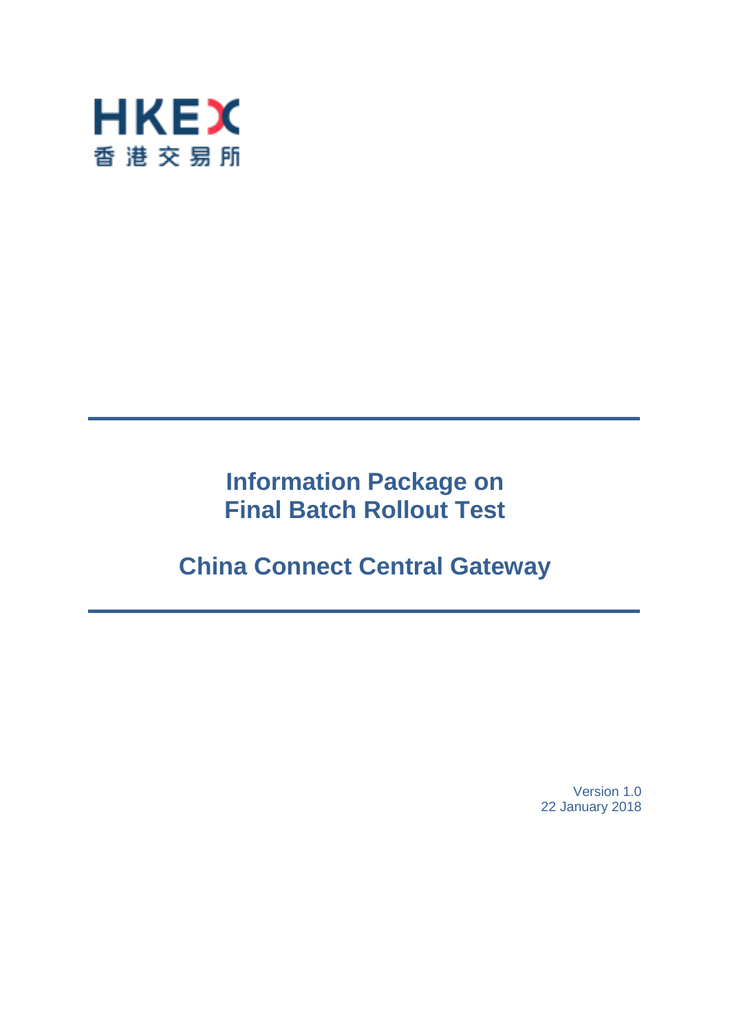HKEX

香港交易所

# Information Package on Final Batch Rollout Test

# China Connect Central Gateway

Version 1.0
22 January 2018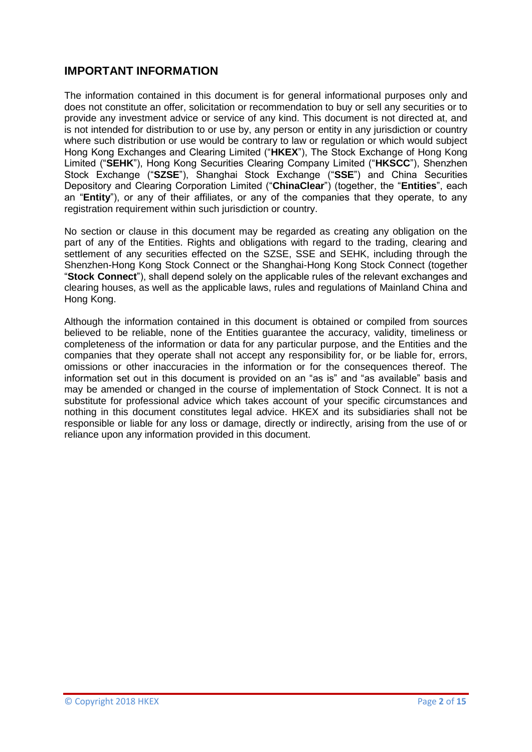## IMPORTANT INFORMATION

The information contained in this document is for general informational purposes only and does not constitute an offer, solicitation or recommendation to buy or sell any securities or to provide any investment advice or service of any kind. This document is not directed at, and is not intended for distribution to or use by, any person or entity in any jurisdiction or country where such distribution or use would be contrary to law or regulation or which would subject Hong Kong Exchanges and Clearing Limited ("**HKEX**"), The Stock Exchange of Hong Kong Limited ("**SEHK**"), Hong Kong Securities Clearing Company Limited ("**HKSCC**"), Shenzhen Stock Exchange ("**SZSE**"), Shanghai Stock Exchange ("**SSE**") and China Securities Depository and Clearing Corporation Limited ("**ChinaClear**") (together, the "**Entities**", each an "**Entity**"), or any of their affiliates, or any of the companies that they operate, to any registration requirement within such jurisdiction or country.

No section or clause in this document may be regarded as creating any obligation on the part of any of the Entities. Rights and obligations with regard to the trading, clearing and settlement of any securities effected on the SZSE, SSE and SEHK, including through the Shenzhen-Hong Kong Stock Connect or the Shanghai-Hong Kong Stock Connect (together "**Stock Connect**"), shall depend solely on the applicable rules of the relevant exchanges and clearing houses, as well as the applicable laws, rules and regulations of Mainland China and Hong Kong.

Although the information contained in this document is obtained or compiled from sources believed to be reliable, none of the Entities guarantee the accuracy, validity, timeliness or completeness of the information or data for any particular purpose, and the Entities and the companies that they operate shall not accept any responsibility for, or be liable for, errors, omissions or other inaccuracies in the information or for the consequences thereof. The information set out in this document is provided on an "as is" and "as available" basis and may be amended or changed in the course of implementation of Stock Connect. It is not a substitute for professional advice which takes account of your specific circumstances and nothing in this document constitutes legal advice. HKEX and its subsidiaries shall not be responsible or liable for any loss or damage, directly or indirectly, arising from the use of or reliance upon any information provided in this document.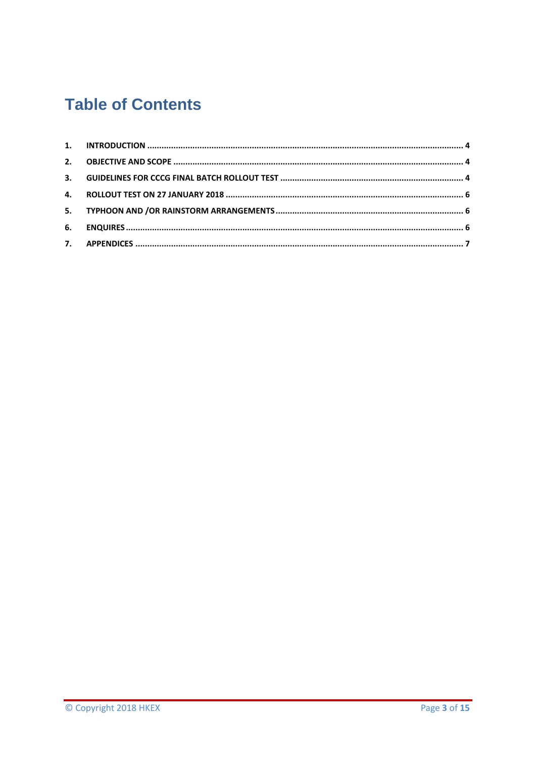# Table of Contents

1. INTRODUCTION ........................................................................................................................ 4
2. OBJECTIVE AND SCOPE ........................................................................................................ 4
3. GUIDELINES FOR CCCG FINAL BATCH ROLLOUT TEST ........................................................ 4
4. ROLLOUT TEST ON 27 JANUARY 2018 ................................................................................. 6
5. TYPHOON AND /OR RAINSTORM ARRANGEMENTS ........................................................... 6
6. ENQUIRES .............................................................................................................................. 6
7. APPENDICES ......................................................................................................................... 7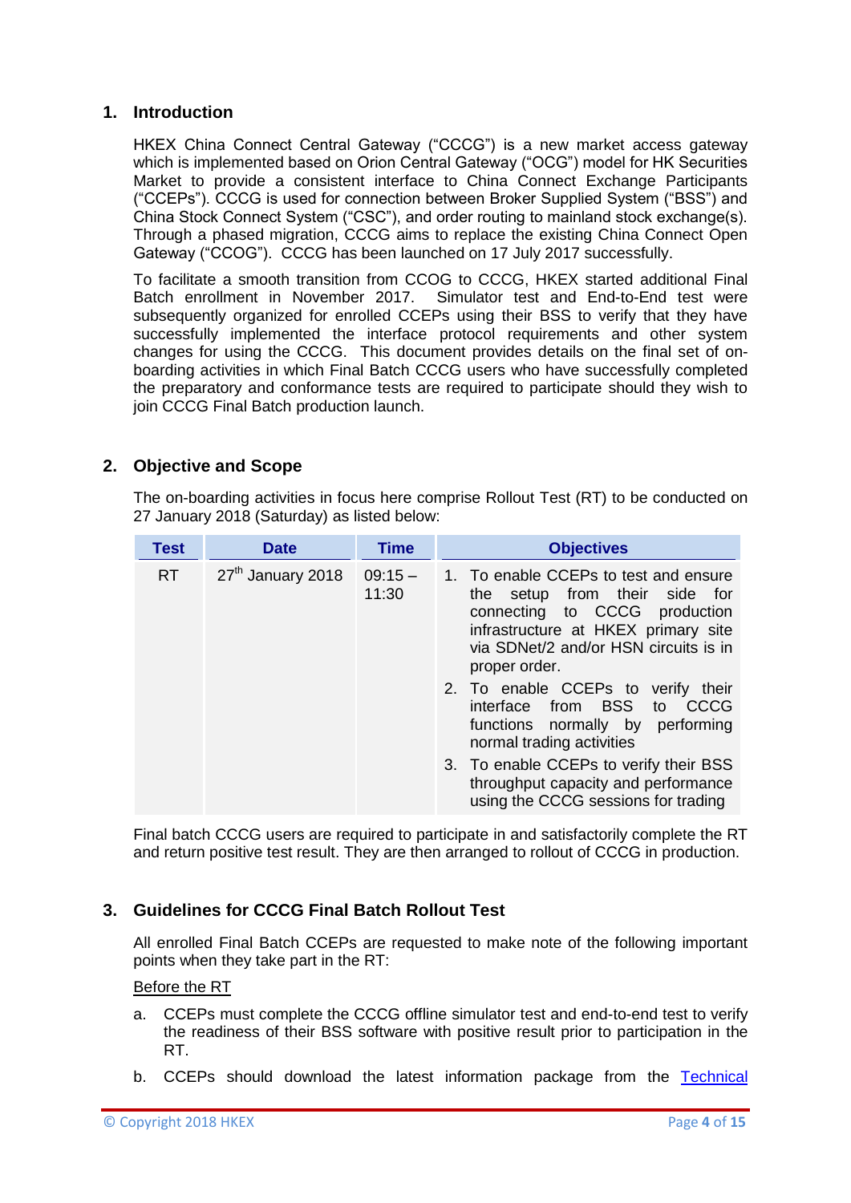## 1. Introduction

HKEX China Connect Central Gateway ("CCCG") is a new market access gateway which is implemented based on Orion Central Gateway ("OCG") model for HK Securities Market to provide a consistent interface to China Connect Exchange Participants ("CCEPs"). CCCG is used for connection between Broker Supplied System ("BSS") and China Stock Connect System ("CSC"), and order routing to mainland stock exchange(s). Through a phased migration, CCCG aims to replace the existing China Connect Open Gateway ("CCOG"). CCCG has been launched on 17 July 2017 successfully.

To facilitate a smooth transition from CCOG to CCCG, HKEX started additional Final Batch enrollment in November 2017. Simulator test and End-to-End test were subsequently organized for enrolled CCEPs using their BSS to verify that they have successfully implemented the interface protocol requirements and other system changes for using the CCCG. This document provides details on the final set of on-boarding activities in which Final Batch CCCG users who have successfully completed the preparatory and conformance tests are required to participate should they wish to join CCCG Final Batch production launch.

## 2. Objective and Scope

The on-boarding activities in focus here comprise Rollout Test (RT) to be conducted on 27 January 2018 (Saturday) as listed below:

| Test | Date | Time | Objectives |
|---|---|---|---|
| RT | 27th January 2018 | 09:15 – 11:30 | 1. To enable CCEPs to test and ensure the setup from their side for connecting to CCCG production infrastructure at HKEX primary site via SDNet/2 and/or HSN circuits is in proper order.<br>2. To enable CCEPs to verify their interface from BSS to CCCG functions normally by performing normal trading activities<br>3. To enable CCEPs to verify their BSS throughput capacity and performance using the CCCG sessions for trading |

Final batch CCCG users are required to participate in and satisfactorily complete the RT and return positive test result. They are then arranged to rollout of CCCG in production.

## 3. Guidelines for CCCG Final Batch Rollout Test

All enrolled Final Batch CCEPs are requested to make note of the following important points when they take part in the RT:

Before the RT

a. CCEPs must complete the CCCG offline simulator test and end-to-end test to verify the readiness of their BSS software with positive result prior to participation in the RT.

b. CCEPs should download the latest information package from the Technical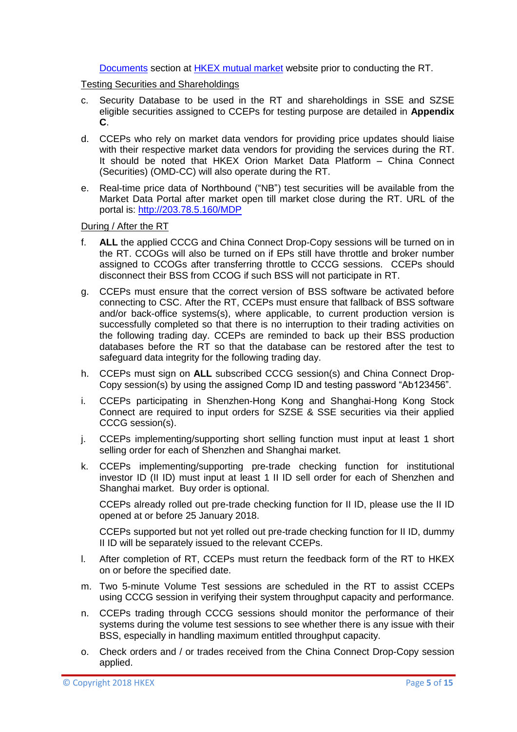[Documents](#) section at [HKEX mutual market](#) website prior to conducting the RT.

Testing Securities and Shareholdings

c. Security Database to be used in the RT and shareholdings in SSE and SZSE eligible securities assigned to CCEPs for testing purpose are detailed in **Appendix C**.

d. CCEPs who rely on market data vendors for providing price updates should liaise with their respective market data vendors for providing the services during the RT. It should be noted that HKEX Orion Market Data Platform – China Connect (Securities) (OMD-CC) will also operate during the RT.

e. Real-time price data of Northbound ("NB") test securities will be available from the Market Data Portal after market open till market close during the RT. URL of the portal is: http://203.78.5.160/MDP

During / After the RT

f. **ALL** the applied CCCG and China Connect Drop-Copy sessions will be turned on in the RT. CCOGs will also be turned on if EPs still have throttle and broker number assigned to CCOGs after transferring throttle to CCCG sessions. CCEPs should disconnect their BSS from CCOG if such BSS will not participate in RT.

g. CCEPs must ensure that the correct version of BSS software be activated before connecting to CSC. After the RT, CCEPs must ensure that fallback of BSS software and/or back-office systems(s), where applicable, to current production version is successfully completed so that there is no interruption to their trading activities on the following trading day. CCEPs are reminded to back up their BSS production databases before the RT so that the database can be restored after the test to safeguard data integrity for the following trading day.

h. CCEPs must sign on **ALL** subscribed CCCG session(s) and China Connect Drop-Copy session(s) by using the assigned Comp ID and testing password "Ab123456".

i. CCEPs participating in Shenzhen-Hong Kong and Shanghai-Hong Kong Stock Connect are required to input orders for SZSE & SSE securities via their applied CCCG session(s).

j. CCEPs implementing/supporting short selling function must input at least 1 short selling order for each of Shenzhen and Shanghai market.

k. CCEPs implementing/supporting pre-trade checking function for institutional investor ID (II ID) must input at least 1 II ID sell order for each of Shenzhen and Shanghai market. Buy order is optional.

   CCEPs already rolled out pre-trade checking function for II ID, please use the II ID opened at or before 25 January 2018.

   CCEPs supported but not yet rolled out pre-trade checking function for II ID, dummy II ID will be separately issued to the relevant CCEPs.

l. After completion of RT, CCEPs must return the feedback form of the RT to HKEX on or before the specified date.

m. Two 5-minute Volume Test sessions are scheduled in the RT to assist CCEPs using CCCG session in verifying their system throughput capacity and performance.

n. CCEPs trading through CCCG sessions should monitor the performance of their systems during the volume test sessions to see whether there is any issue with their BSS, especially in handling maximum entitled throughput capacity.

o. Check orders and / or trades received from the China Connect Drop-Copy session applied.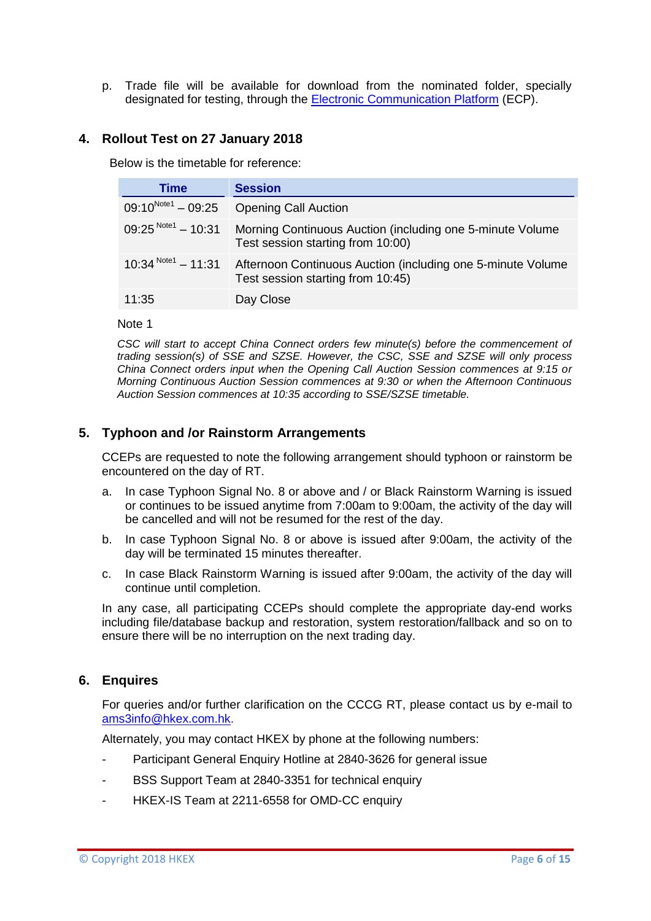p. Trade file will be available for download from the nominated folder, specially designated for testing, through the [Electronic Communication Platform](Electronic Communication Platform) (ECP).

## 4. Rollout Test on 27 January 2018

Below is the timetable for reference:

| Time | Session |
|---|---|
| 09:10[Note1] – 09:25 | Opening Call Auction |
| 09:25[Note1] – 10:31 | Morning Continuous Auction (including one 5-minute Volume Test session starting from 10:00) |
| 10:34[Note1] – 11:31 | Afternoon Continuous Auction (including one 5-minute Volume Test session starting from 10:45) |
| 11:35 | Day Close |

Note 1

*CSC will start to accept China Connect orders few minute(s) before the commencement of trading session(s) of SSE and SZSE. However, the CSC, SSE and SZSE will only process China Connect orders input when the Opening Call Auction Session commences at 9:15 or Morning Continuous Auction Session commences at 9:30 or when the Afternoon Continuous Auction Session commences at 10:35 according to SSE/SZSE timetable.*

## 5. Typhoon and /or Rainstorm Arrangements

CCEPs are requested to note the following arrangement should typhoon or rainstorm be encountered on the day of RT.

a. In case Typhoon Signal No. 8 or above and / or Black Rainstorm Warning is issued or continues to be issued anytime from 7:00am to 9:00am, the activity of the day will be cancelled and will not be resumed for the rest of the day.

b. In case Typhoon Signal No. 8 or above is issued after 9:00am, the activity of the day will be terminated 15 minutes thereafter.

c. In case Black Rainstorm Warning is issued after 9:00am, the activity of the day will continue until completion.

In any case, all participating CCEPs should complete the appropriate day-end works including file/database backup and restoration, system restoration/fallback and so on to ensure there will be no interruption on the next trading day.

## 6. Enquires

For queries and/or further clarification on the CCCG RT, please contact us by e-mail to [ams3info@hkex.com.hk](mailto:ams3info@hkex.com.hk).

Alternately, you may contact HKEX by phone at the following numbers:

- Participant General Enquiry Hotline at 2840-3626 for general issue
- BSS Support Team at 2840-3351 for technical enquiry
- HKEX-IS Team at 2211-6558 for OMD-CC enquiry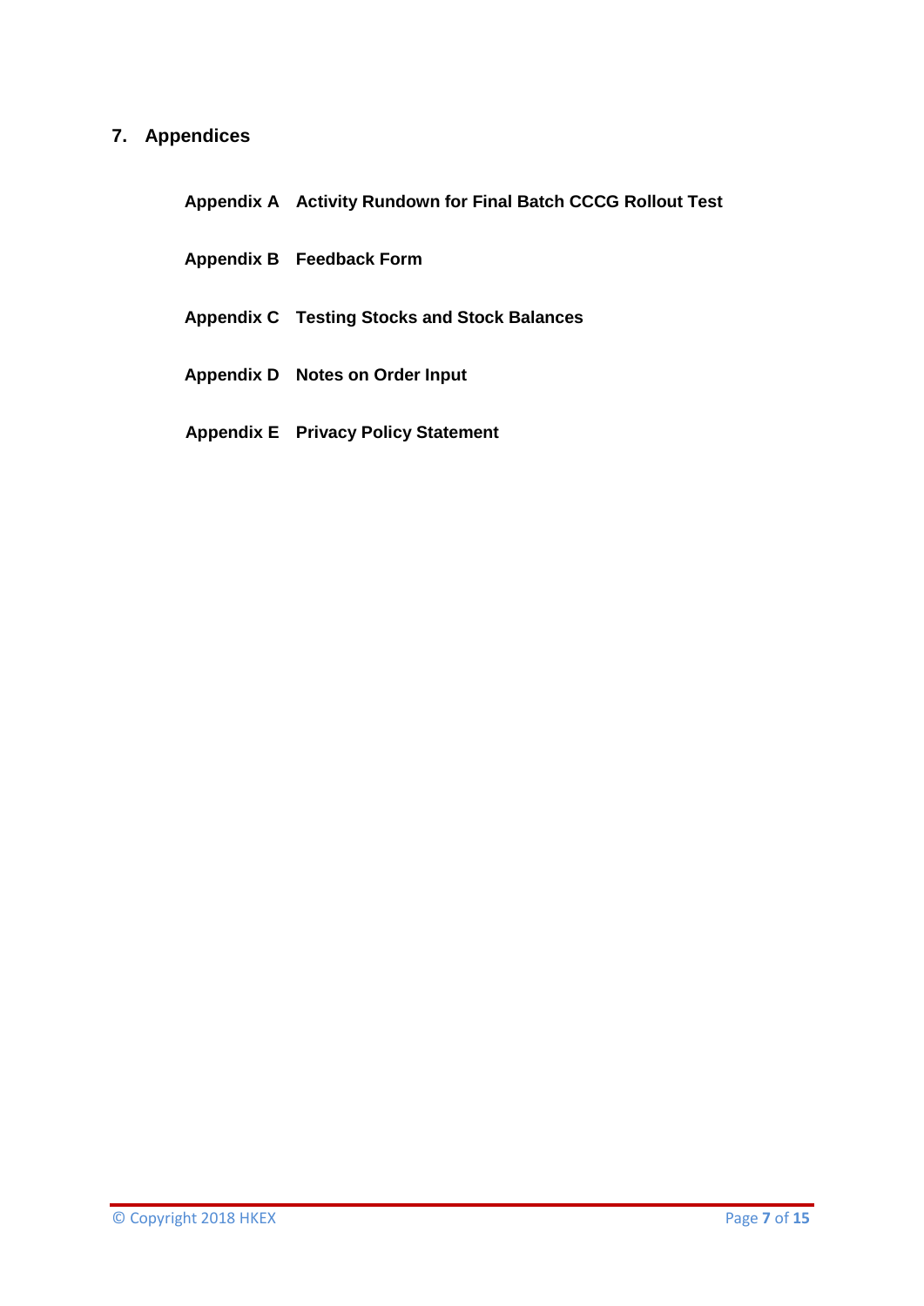## 7. Appendices

**Appendix A Activity Rundown for Final Batch CCCG Rollout Test**

**Appendix B Feedback Form**

**Appendix C Testing Stocks and Stock Balances**

**Appendix D Notes on Order Input**

**Appendix E Privacy Policy Statement**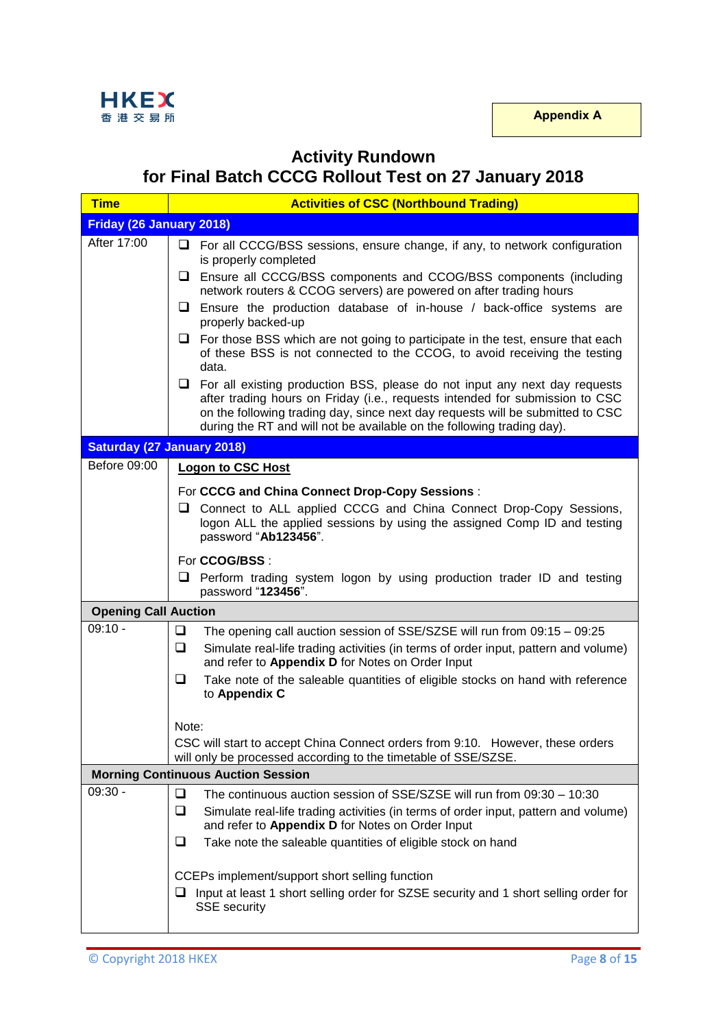Appendix A

# Activity Rundown
# for Final Batch CCCG Rollout Test on 27 January 2018

| Time | Activities of CSC (Northbound Trading) |
| --- | --- |
| **Friday (26 January 2018)** | |
| After 17:00 | ❑ For all CCCG/BSS sessions, ensure change, if any, to network configuration is properly completed<br>❑ Ensure all CCCG/BSS components and CCOG/BSS components (including network routers & CCOG servers) are powered on after trading hours<br>❑ Ensure the production database of in-house / back-office systems are properly backed-up<br>❑ For those BSS which are not going to participate in the test, ensure that each of these BSS is not connected to the CCOG, to avoid receiving the testing data.<br>❑ For all existing production BSS, please do not input any next day requests after trading hours on Friday (i.e., requests intended for submission to CSC on the following trading day, since next day requests will be submitted to CSC during the RT and will not be available on the following trading day). |
| **Saturday (27 January 2018)** | |
| Before 09:00 | **Logon to CSC Host**<br><br>For **CCCG and China Connect Drop-Copy Sessions** :<br>❑ Connect to ALL applied CCCG and China Connect Drop-Copy Sessions, logon ALL the applied sessions by using the assigned Comp ID and testing password "**Ab123456**".<br><br>For **CCOG/BSS** :<br>❑ Perform trading system logon by using production trader ID and testing password "**123456**". |
| **Opening Call Auction** | |
| 09:10 - | ❑ The opening call auction session of SSE/SZSE will run from 09:15 – 09:25<br>❑ Simulate real-life trading activities (in terms of order input, pattern and volume) and refer to **Appendix D** for Notes on Order Input<br>❑ Take note of the saleable quantities of eligible stocks on hand with reference to **Appendix C**<br><br>Note:<br>CSC will start to accept China Connect orders from 9:10. However, these orders will only be processed according to the timetable of SSE/SZSE. |
| **Morning Continuous Auction Session** | |
| 09:30 - | ❑ The continuous auction session of SSE/SZSE will run from 09:30 – 10:30<br>❑ Simulate real-life trading activities (in terms of order input, pattern and volume) and refer to **Appendix D** for Notes on Order Input<br>❑ Take note the saleable quantities of eligible stock on hand<br><br>CCEPs implement/support short selling function<br>❑ Input at least 1 short selling order for SZSE security and 1 short selling order for SSE security |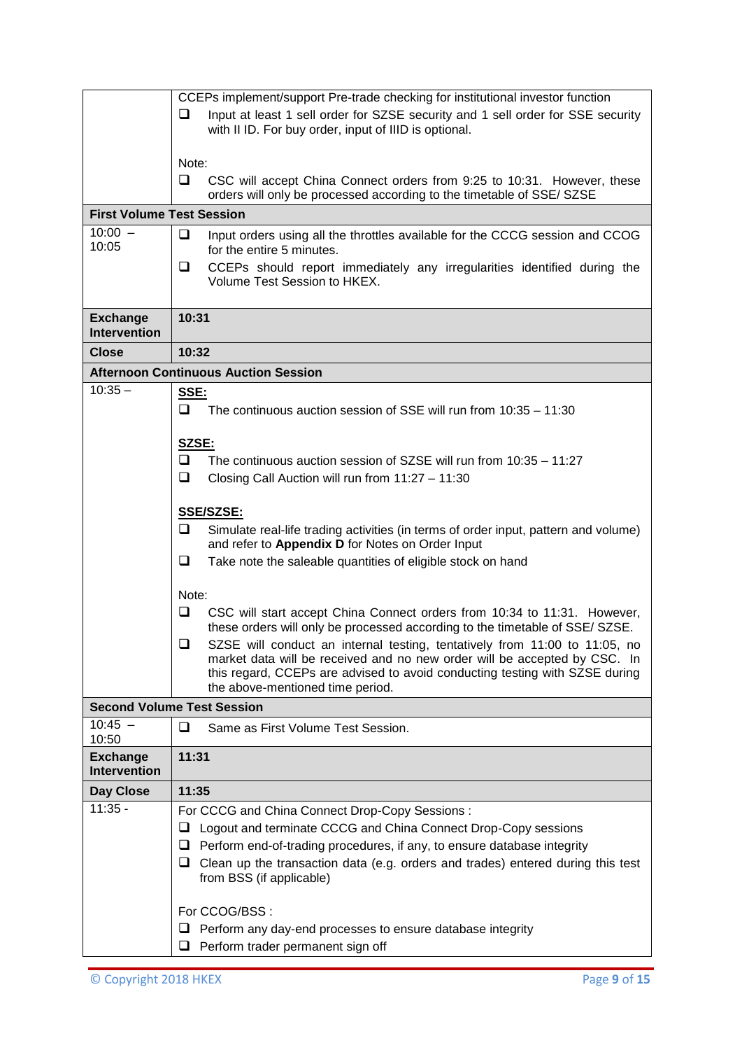| | |
|---|---|
| | CCEPs implement/support Pre-trade checking for institutional investor function<br>❑ Input at least 1 sell order for SZSE security and 1 sell order for SSE security with II ID. For buy order, input of IIID is optional.<br><br>Note:<br>❑ CSC will accept China Connect orders from 9:25 to 10:31. However, these orders will only be processed according to the timetable of SSE/ SZSE |
| **First Volume Test Session** | |
| 10:00 – 10:05 | ❑ Input orders using all the throttles available for the CCCG session and CCOG for the entire 5 minutes.<br>❑ CCEPs should report immediately any irregularities identified during the Volume Test Session to HKEX. |
| **Exchange Intervention** | **10:31** |
| **Close** | **10:32** |
| **Afternoon Continuous Auction Session** | |
| 10:35 – | <u>**SSE:**</u><br>❑ The continuous auction session of SSE will run from 10:35 – 11:30<br><br><u>**SZSE:**</u><br>❑ The continuous auction session of SZSE will run from 10:35 – 11:27<br>❑ Closing Call Auction will run from 11:27 – 11:30<br><br><u>**SSE/SZSE:**</u><br>❑ Simulate real-life trading activities (in terms of order input, pattern and volume) and refer to **Appendix D** for Notes on Order Input<br>❑ Take note the saleable quantities of eligible stock on hand<br><br>Note:<br>❑ CSC will start accept China Connect orders from 10:34 to 11:31. However, these orders will only be processed according to the timetable of SSE/ SZSE.<br>❑ SZSE will conduct an internal testing, tentatively from 11:00 to 11:05, no market data will be received and no new order will be accepted by CSC. In this regard, CCEPs are advised to avoid conducting testing with SZSE during the above-mentioned time period. |
| **Second Volume Test Session** | |
| 10:45 – 10:50 | ❑ Same as First Volume Test Session. |
| **Exchange Intervention** | **11:31** |
| **Day Close** | **11:35** |
| 11:35 - | For CCCG and China Connect Drop-Copy Sessions :<br>❑ Logout and terminate CCCG and China Connect Drop-Copy sessions<br>❑ Perform end-of-trading procedures, if any, to ensure database integrity<br>❑ Clean up the transaction data (e.g. orders and trades) entered during this test from BSS (if applicable)<br><br>For CCOG/BSS :<br>❑ Perform any day-end processes to ensure database integrity<br>❑ Perform trader permanent sign off |

© Copyright 2018 HKEX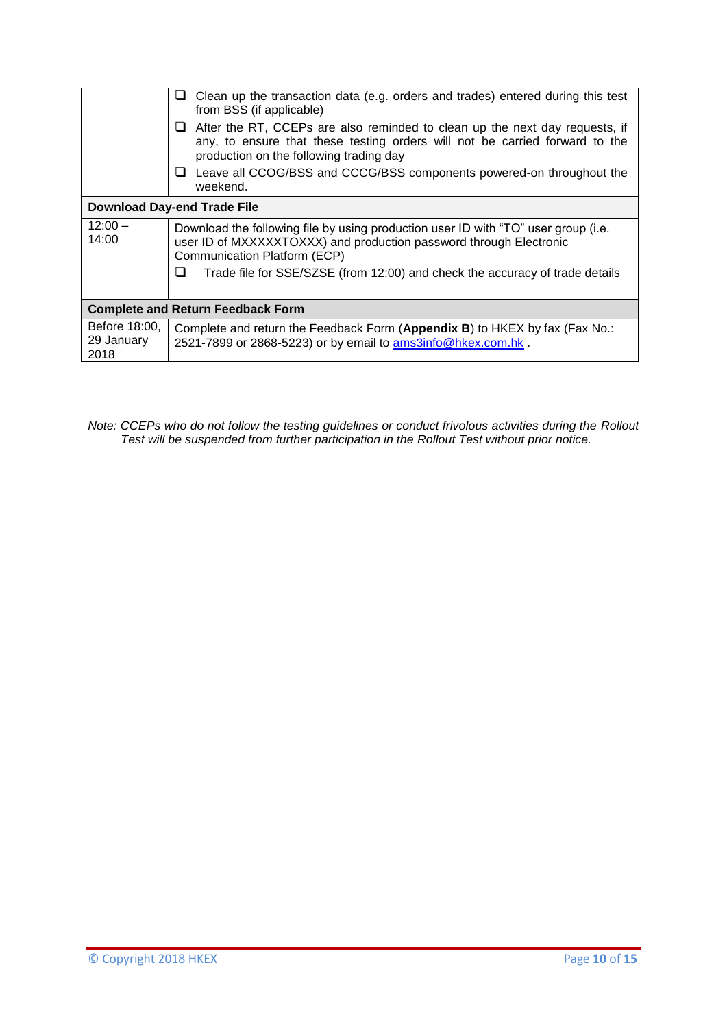| | |
|---|---|
| | ❑ Clean up the transaction data (e.g. orders and trades) entered during this test from BSS (if applicable)<br>❑ After the RT, CCEPs are also reminded to clean up the next day requests, if any, to ensure that these testing orders will not be carried forward to the production on the following trading day<br>❑ Leave all CCOG/BSS and CCCG/BSS components powered-on throughout the weekend. |
| **Download Day-end Trade File** | |
| 12:00 – 14:00 | Download the following file by using production user ID with "TO" user group (i.e. user ID of MXXXXXTOXXX) and production password through Electronic Communication Platform (ECP)<br>❑ Trade file for SSE/SZSE (from 12:00) and check the accuracy of trade details |
| **Complete and Return Feedback Form** | |
| Before 18:00, 29 January 2018 | Complete and return the Feedback Form (**Appendix B**) to HKEX by fax (Fax No.: 2521-7899 or 2868-5223) or by email to ams3info@hkex.com.hk . |

*Note: CCEPs who do not follow the testing guidelines or conduct frivolous activities during the Rollout Test will be suspended from further participation in the Rollout Test without prior notice.*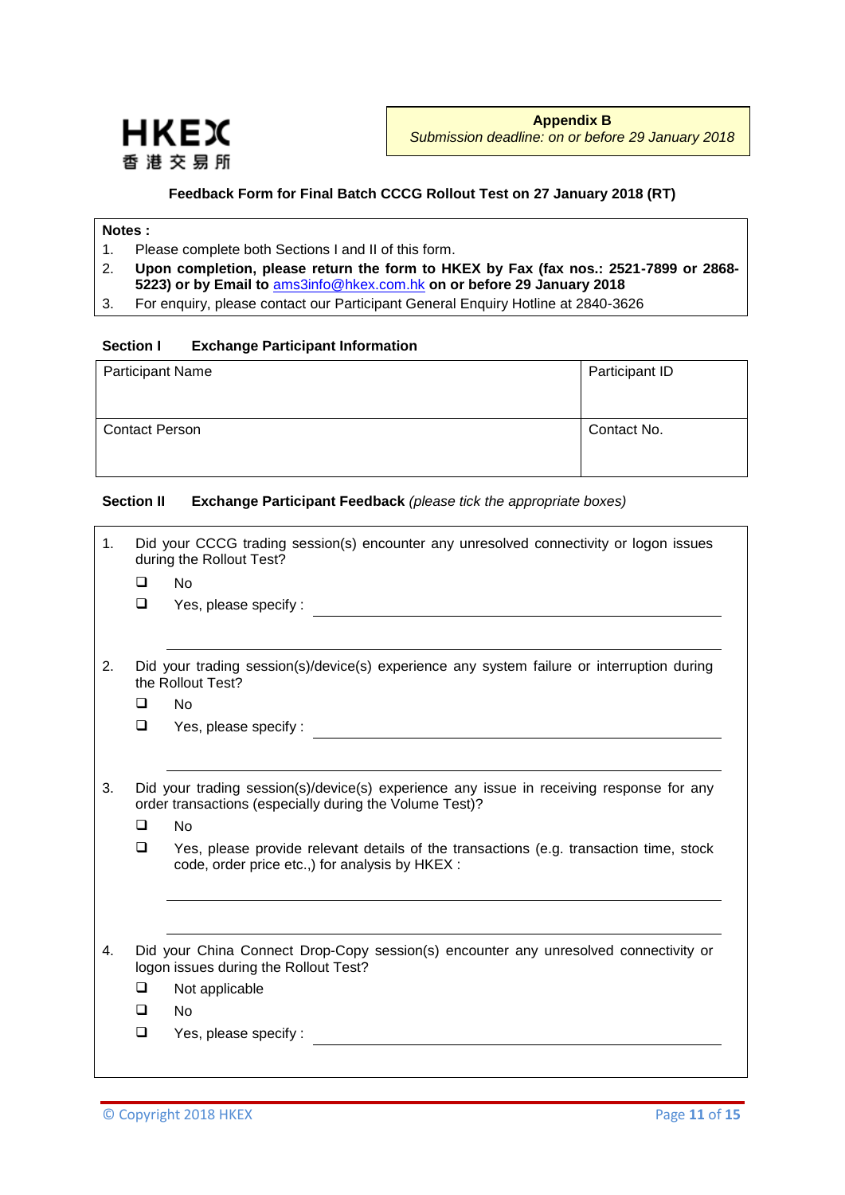HKEX
香港交易所

**Appendix B**
*Submission deadline: on or before 29 January 2018*

**Feedback Form for Final Batch CCCG Rollout Test on 27 January 2018 (RT)**

**Notes :**

1. Please complete both Sections I and II of this form.
2. **Upon completion, please return the form to HKEX by Fax (fax nos.: 2521-7899 or 2868-5223) or by Email to** ams3info@hkex.com.hk **on or before 29 January 2018**
3. For enquiry, please contact our Participant General Enquiry Hotline at 2840-3626

**Section I Exchange Participant Information**

| | |
|---|---|
| Participant Name | Participant ID |
| Contact Person | Contact No. |

**Section II Exchange Participant Feedback** *(please tick the appropriate boxes)*

1. Did your CCCG trading session(s) encounter any unresolved connectivity or logon issues during the Rollout Test?
   - ❑ No
   - ❑ Yes, please specify : ____________________

2. Did your trading session(s)/device(s) experience any system failure or interruption during the Rollout Test?
   - ❑ No
   - ❑ Yes, please specify : ____________________

3. Did your trading session(s)/device(s) experience any issue in receiving response for any order transactions (especially during the Volume Test)?
   - ❑ No
   - ❑ Yes, please provide relevant details of the transactions (e.g. transaction time, stock code, order price etc.,) for analysis by HKEX : ____________________

4. Did your China Connect Drop-Copy session(s) encounter any unresolved connectivity or logon issues during the Rollout Test?
   - ❑ Not applicable
   - ❑ No
   - ❑ Yes, please specify : ____________________

© Copyright 2018 HKEX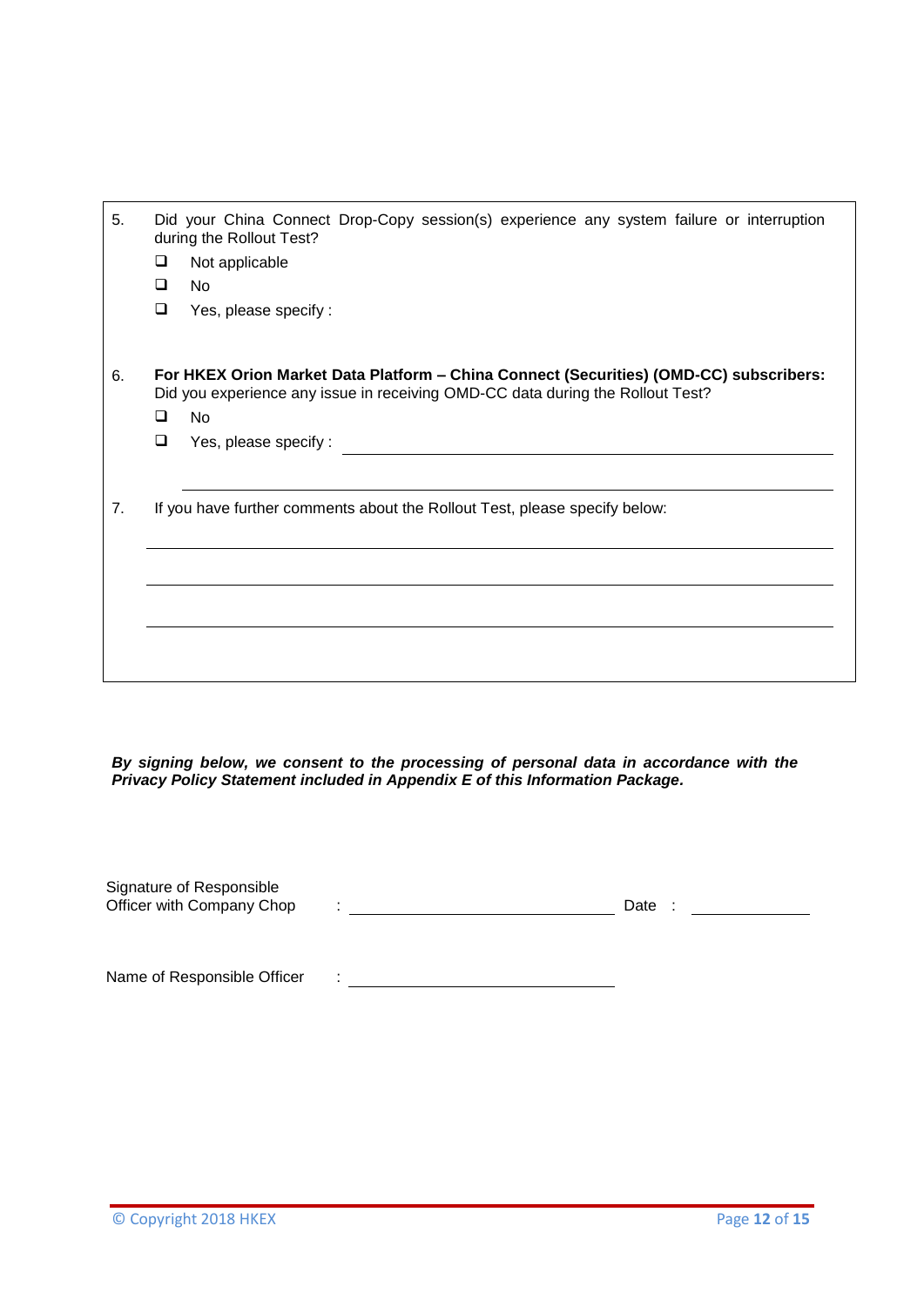5. Did your China Connect Drop-Copy session(s) experience any system failure or interruption during the Rollout Test?
   - ❑ Not applicable
   - ❑ No
   - ❑ Yes, please specify :

6. **For HKEX Orion Market Data Platform – China Connect (Securities) (OMD-CC) subscribers:** Did you experience any issue in receiving OMD-CC data during the Rollout Test?
   - ❑ No
   - ❑ Yes, please specify : \_\_\_\_\_\_\_\_\_\_\_\_\_\_\_\_\_\_\_\_\_\_\_\_\_\_\_\_\_\_\_\_\_\_\_\_\_\_\_\_

   \_\_\_\_\_\_\_\_\_\_\_\_\_\_\_\_\_\_\_\_\_\_\_\_\_\_\_\_\_\_\_\_\_\_\_\_\_\_\_\_\_\_\_\_\_\_\_\_\_\_\_\_\_\_\_\_

7. If you have further comments about the Rollout Test, please specify below:

   \_\_\_\_\_\_\_\_\_\_\_\_\_\_\_\_\_\_\_\_\_\_\_\_\_\_\_\_\_\_\_\_\_\_\_\_\_\_\_\_\_\_\_\_\_\_\_\_\_\_\_\_\_\_\_\_

   \_\_\_\_\_\_\_\_\_\_\_\_\_\_\_\_\_\_\_\_\_\_\_\_\_\_\_\_\_\_\_\_\_\_\_\_\_\_\_\_\_\_\_\_\_\_\_\_\_\_\_\_\_\_\_\_

   \_\_\_\_\_\_\_\_\_\_\_\_\_\_\_\_\_\_\_\_\_\_\_\_\_\_\_\_\_\_\_\_\_\_\_\_\_\_\_\_\_\_\_\_\_\_\_\_\_\_\_\_\_\_\_\_

***By signing below, we consent to the processing of personal data in accordance with the Privacy Policy Statement included in Appendix E of this Information Package.***

Signature of Responsible Officer with Company Chop : \_\_\_\_\_\_\_\_\_\_\_\_\_\_\_\_\_\_\_\_\_\_\_\_\_\_ Date : \_\_\_\_\_\_\_\_\_\_\_\_

Name of Responsible Officer : \_\_\_\_\_\_\_\_\_\_\_\_\_\_\_\_\_\_\_\_\_\_\_\_\_\_

© Copyright 2018 HKEX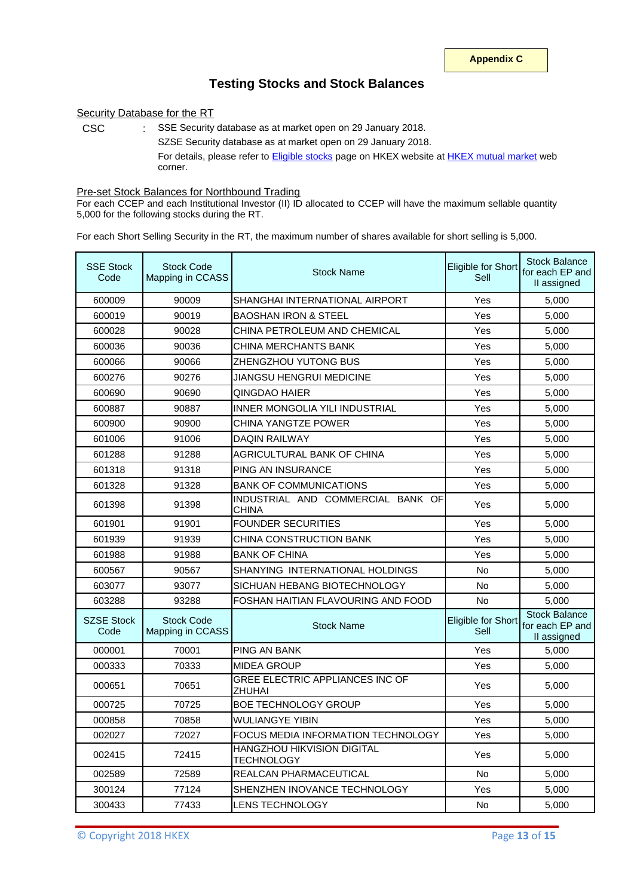**Appendix C**

# Testing Stocks and Stock Balances

Security Database for the RT

CSC : SSE Security database as at market open on 29 January 2018.
SZSE Security database as at market open on 29 January 2018.
For details, please refer to Eligible stocks page on HKEX website at HKEX mutual market web corner.

Pre-set Stock Balances for Northbound Trading

For each CCEP and each Institutional Investor (II) ID allocated to CCEP will have the maximum sellable quantity 5,000 for the following stocks during the RT.

For each Short Selling Security in the RT, the maximum number of shares available for short selling is 5,000.

| SSE Stock Code | Stock Code Mapping in CCASS | Stock Name | Eligible for Short Sell | Stock Balance for each EP and II assigned |
|---|---|---|---|---|
| 600009 | 90009 | SHANGHAI INTERNATIONAL AIRPORT | Yes | 5,000 |
| 600019 | 90019 | BAOSHAN IRON & STEEL | Yes | 5,000 |
| 600028 | 90028 | CHINA PETROLEUM AND CHEMICAL | Yes | 5,000 |
| 600036 | 90036 | CHINA MERCHANTS BANK | Yes | 5,000 |
| 600066 | 90066 | ZHENGZHOU YUTONG BUS | Yes | 5,000 |
| 600276 | 90276 | JIANGSU HENGRUI MEDICINE | Yes | 5,000 |
| 600690 | 90690 | QINGDAO HAIER | Yes | 5,000 |
| 600887 | 90887 | INNER MONGOLIA YILI INDUSTRIAL | Yes | 5,000 |
| 600900 | 90900 | CHINA YANGTZE POWER | Yes | 5,000 |
| 601006 | 91006 | DAQIN RAILWAY | Yes | 5,000 |
| 601288 | 91288 | AGRICULTURAL BANK OF CHINA | Yes | 5,000 |
| 601318 | 91318 | PING AN INSURANCE | Yes | 5,000 |
| 601328 | 91328 | BANK OF COMMUNICATIONS | Yes | 5,000 |
| 601398 | 91398 | INDUSTRIAL AND COMMERCIAL BANK OF CHINA | Yes | 5,000 |
| 601901 | 91901 | FOUNDER SECURITIES | Yes | 5,000 |
| 601939 | 91939 | CHINA CONSTRUCTION BANK | Yes | 5,000 |
| 601988 | 91988 | BANK OF CHINA | Yes | 5,000 |
| 600567 | 90567 | SHANYING INTERNATIONAL HOLDINGS | No | 5,000 |
| 603077 | 93077 | SICHUAN HEBANG BIOTECHNOLOGY | No | 5,000 |
| 603288 | 93288 | FOSHAN HAITIAN FLAVOURING AND FOOD | No | 5,000 |
| **SZSE Stock Code** | **Stock Code Mapping in CCASS** | **Stock Name** | **Eligible for Short Sell** | **Stock Balance for each EP and II assigned** |
| 000001 | 70001 | PING AN BANK | Yes | 5,000 |
| 000333 | 70333 | MIDEA GROUP | Yes | 5,000 |
| 000651 | 70651 | GREE ELECTRIC APPLIANCES INC OF ZHUHAI | Yes | 5,000 |
| 000725 | 70725 | BOE TECHNOLOGY GROUP | Yes | 5,000 |
| 000858 | 70858 | WULIANGYE YIBIN | Yes | 5,000 |
| 002027 | 72027 | FOCUS MEDIA INFORMATION TECHNOLOGY | Yes | 5,000 |
| 002415 | 72415 | HANGZHOU HIKVISION DIGITAL TECHNOLOGY | Yes | 5,000 |
| 002589 | 72589 | REALCAN PHARMACEUTICAL | No | 5,000 |
| 300124 | 77124 | SHENZHEN INOVANCE TECHNOLOGY | Yes | 5,000 |
| 300433 | 77433 | LENS TECHNOLOGY | No | 5,000 |

© Copyright 2018 HKEX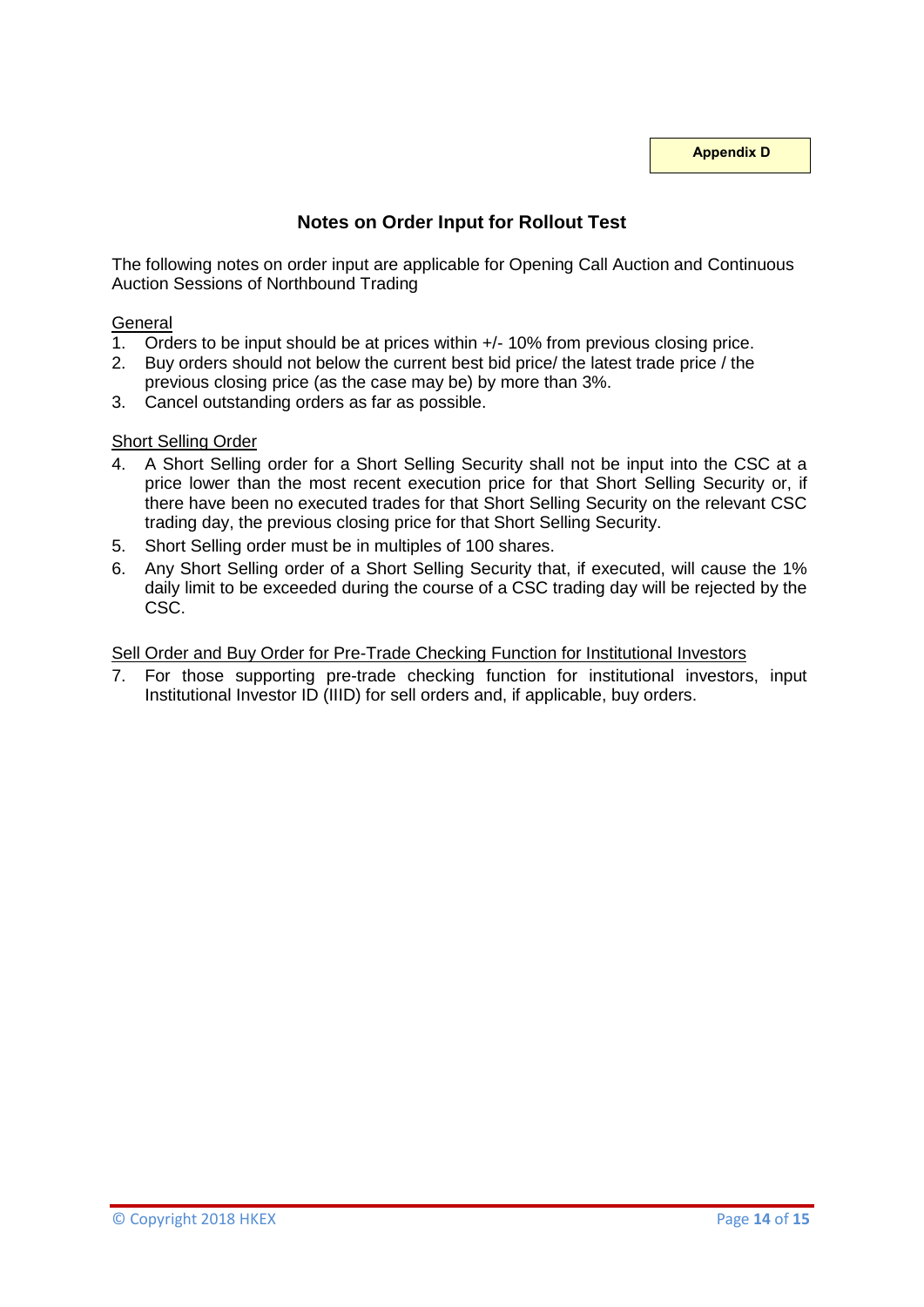Appendix D

## Notes on Order Input for Rollout Test

The following notes on order input are applicable for Opening Call Auction and Continuous Auction Sessions of Northbound Trading

General

1. Orders to be input should be at prices within +/- 10% from previous closing price.
2. Buy orders should not below the current best bid price/ the latest trade price / the previous closing price (as the case may be) by more than 3%.
3. Cancel outstanding orders as far as possible.

Short Selling Order

4. A Short Selling order for a Short Selling Security shall not be input into the CSC at a price lower than the most recent execution price for that Short Selling Security or, if there have been no executed trades for that Short Selling Security on the relevant CSC trading day, the previous closing price for that Short Selling Security.
5. Short Selling order must be in multiples of 100 shares.
6. Any Short Selling order of a Short Selling Security that, if executed, will cause the 1% daily limit to be exceeded during the course of a CSC trading day will be rejected by the CSC.

Sell Order and Buy Order for Pre-Trade Checking Function for Institutional Investors

7. For those supporting pre-trade checking function for institutional investors, input Institutional Investor ID (IIID) for sell orders and, if applicable, buy orders.

© Copyright 2018 HKEX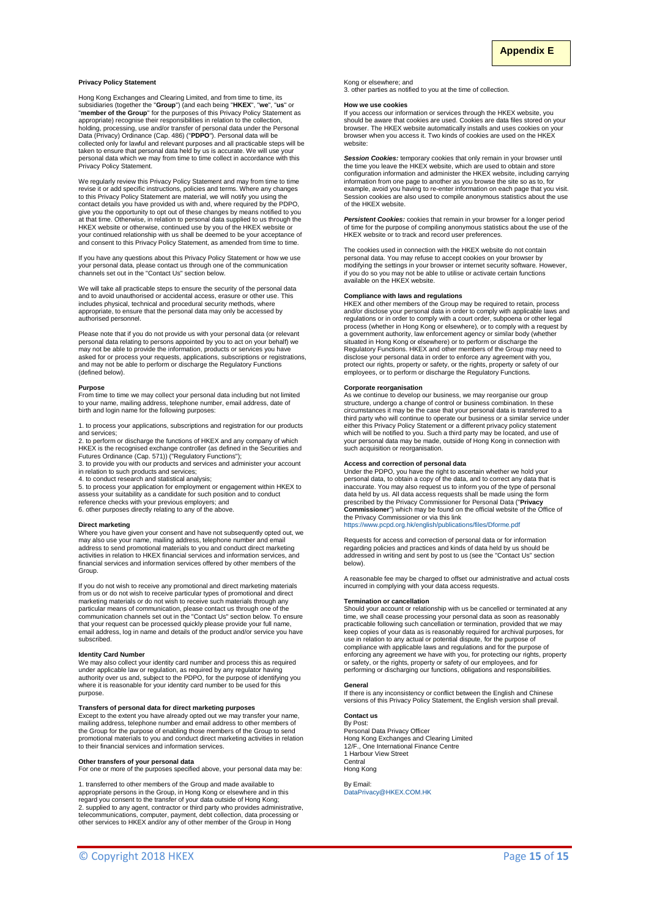## Appendix E

### Privacy Policy Statement

Hong Kong Exchanges and Clearing Limited, and from time to time, its subsidiaries (together the "**Group**") (and each being "**HKEX**", "**we**", "**us**" or "**member of the Group**" for the purposes of this Privacy Policy Statement as appropriate) recognise their responsibilities in relation to the collection, holding, processing, use and/or transfer of personal data under the Personal Data (Privacy) Ordinance (Cap. 486) ("**PDPO**"). Personal data will be collected only for lawful and relevant purposes and all practicable steps will be taken to ensure that personal data held by us is accurate. We will use your personal data which we may from time to time collect in accordance with this Privacy Policy Statement.

We regularly review this Privacy Policy Statement and may from time to time revise it or add specific instructions, policies and terms. Where any changes to this Privacy Policy Statement are material, we will notify you using the contact details you have provided us with and, where required by the PDPO, give you the opportunity to opt out of these changes by means notified to you at that time. Otherwise, in relation to personal data supplied to us through the HKEX website or otherwise, continued use by you of the HKEX website or your continued relationship with us shall be deemed to be your acceptance of and consent to this Privacy Policy Statement, as amended from time to time.

If you have any questions about this Privacy Policy Statement or how we use your personal data, please contact us through one of the communication channels set out in the "Contact Us" section below.

We will take all practicable steps to ensure the security of the personal data and to avoid unauthorised or accidental access, erasure or other use. This includes physical, technical and procedural security methods, where appropriate, to ensure that the personal data may only be accessed by authorised personnel.

Please note that if you do not provide us with your personal data (or relevant personal data relating to persons appointed by you to act on your behalf) we may not be able to provide the information, products or services you have asked for or process your requests, applications, subscriptions or registrations, and may not be able to perform or discharge the Regulatory Functions (defined below).

#### Purpose

From time to time we may collect your personal data including but not limited to your name, mailing address, telephone number, email address, date of birth and login name for the following purposes:

1. to process your applications, subscriptions and registration for our products and services;
2. to perform or discharge the functions of HKEX and any company of which HKEX is the recognised exchange controller (as defined in the Securities and Futures Ordinance (Cap. 571)) ("Regulatory Functions");
3. to provide you with our products and services and administer your account in relation to such products and services;
4. to conduct research and statistical analysis;
5. to process your application for employment or engagement within HKEX to assess your suitability as a candidate for such position and to conduct reference checks with your previous employers; and
6. other purposes directly relating to any of the above.

#### Direct marketing

Where you have given your consent and have not subsequently opted out, we may also use your name, mailing address, telephone number and email address to send promotional materials to you and conduct direct marketing activities in relation to HKEX financial services and information services, and financial services and information services offered by other members of the Group.

If you do not wish to receive any promotional and direct marketing materials from us or do not wish to receive particular types of promotional and direct marketing materials or do not wish to receive such materials through any particular means of communication, please contact us through one of the communication channels set out in the "Contact Us" section below. To ensure that your request can be processed quickly please provide your full name, email address, log in name and details of the product and/or service you have subscribed.

#### Identity Card Number

We may also collect your identity card number and process this as required under applicable law or regulation, as required by any regulator having authority over us and, subject to the PDPO, for the purpose of identifying you where it is reasonable for your identity card number to be used for this purpose.

#### Transfers of personal data for direct marketing purposes

Except to the extent you have already opted out we may transfer your name, mailing address, telephone number and email address to other members of the Group for the purpose of enabling those members of the Group to send promotional materials to you and conduct direct marketing activities in relation to their financial services and information services.

#### Other transfers of your personal data

For one or more of the purposes specified above, your personal data may be:

1. transferred to other members of the Group and made available to appropriate persons in the Group, in Hong Kong or elsewhere and in this regard you consent to the transfer of your data outside of Hong Kong;
2. supplied to any agent, contractor or third party who provides administrative, telecommunications, computer, payment, debt collection, data processing or other services to HKEX and/or any of other member of the Group in Hong Kong or elsewhere; and
3. other parties as notified to you at the time of collection.

#### How we use cookies

If you access our information or services through the HKEX website, you should be aware that cookies are used. Cookies are data files stored on your browser. The HKEX website automatically installs and uses cookies on your browser when you access it. Two kinds of cookies are used on the HKEX website:

***Session Cookies:*** temporary cookies that only remain in your browser until the time you leave the HKEX website, which are used to obtain and store configuration information and administer the HKEX website, including carrying information from one page to another as you browse the site so as to, for example, avoid you having to re-enter information on each page that you visit. Session cookies are also used to compile anonymous statistics about the use of the HKEX website.

***Persistent Cookies:*** cookies that remain in your browser for a longer period of time for the purpose of compiling anonymous statistics about the use of the HKEX website or to track and record user preferences.

The cookies used in connection with the HKEX website do not contain personal data. You may refuse to accept cookies on your browser by modifying the settings in your browser or internet security software. However, if you do so you may not be able to utilise or activate certain functions available on the HKEX website.

#### Compliance with laws and regulations

HKEX and other members of the Group may be required to retain, process and/or disclose your personal data in order to comply with applicable laws and regulations or in order to comply with a court order, subpoena or other legal process (whether in Hong Kong or elsewhere), or to comply with a request by a government authority, law enforcement agency or similar body (whether situated in Hong Kong or elsewhere) or to perform or discharge the Regulatory Functions. HKEX and other members of the Group may need to disclose your personal data in order to enforce any agreement with you, protect our rights, property or safety, or the rights, property or safety of our employees, or to perform or discharge the Regulatory Functions.

#### Corporate reorganisation

As we continue to develop our business, we may reorganise our group structure, undergo a change of control or business combination. In these circumstances it may be the case that your personal data is transferred to a third party who will continue to operate our business or a similar service under either this Privacy Policy Statement or a different privacy policy statement which will be notified to you. Such a third party may be located, and use of your personal data may be made, outside of Hong Kong in connection with such acquisition or reorganisation.

#### Access and correction of personal data

Under the PDPO, you have the right to ascertain whether we hold your personal data, to obtain a copy of the data, and to correct any data that is inaccurate. You may also request us to inform you of the type of personal data held by us. All data access requests shall be made using the form prescribed by the Privacy Commissioner for Personal Data ("**Privacy Commissioner**") which may be found on the official website of the Office of the Privacy Commissioner or via this link https://www.pcpd.org.hk/english/publications/files/Dforme.pdf

Requests for access and correction of personal data or for information regarding policies and practices and kinds of data held by us should be addressed in writing and sent by post to us (see the "Contact Us" section below).

A reasonable fee may be charged to offset our administrative and actual costs incurred in complying with your data access requests.

#### Termination or cancellation

Should your account or relationship with us be cancelled or terminated at any time, we shall cease processing your personal data as soon as reasonably practicable following such cancellation or termination, provided that we may keep copies of your data as is reasonably required for archival purposes, for use in relation to any actual or potential dispute, for the purpose of compliance with applicable laws and regulations and for the purpose of enforcing any agreement we have with you, for protecting our rights, property or safety, or the rights, property or safety of our employees, and for performing or discharging our functions, obligations and responsibilities.

#### General

If there is any inconsistency or conflict between the English and Chinese versions of this Privacy Policy Statement, the English version shall prevail.

#### Contact us

By Post:
Personal Data Privacy Officer
Hong Kong Exchanges and Clearing Limited
12/F., One International Finance Centre
1 Harbour View Street
Central
Hong Kong

By Email:
DataPrivacy@HKEX.COM.HK

© Copyright 2018 HKEX